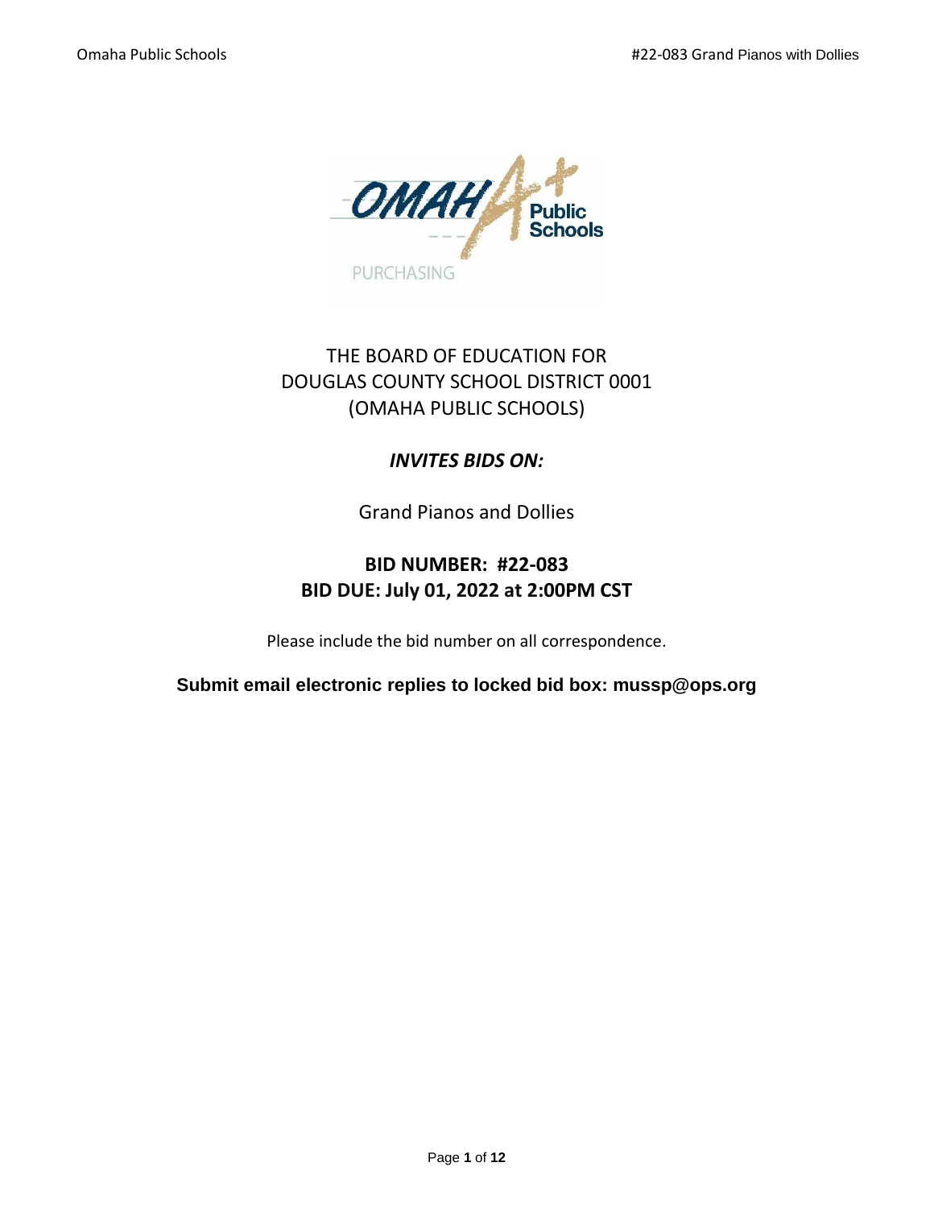THE BOARD OF EDUCATION FOR
DOUGLAS COUNTY SCHOOL DISTRICT 0001
(OMAHA PUBLIC SCHOOLS)

***INVITES BIDS ON:***

Grand Pianos and Dollies

**BID NUMBER: #22-083**
**BID DUE: July 01, 2022 at 2:00PM CST**

Please include the bid number on all correspondence.

**Submit email electronic replies to locked bid box: mussp@ops.org**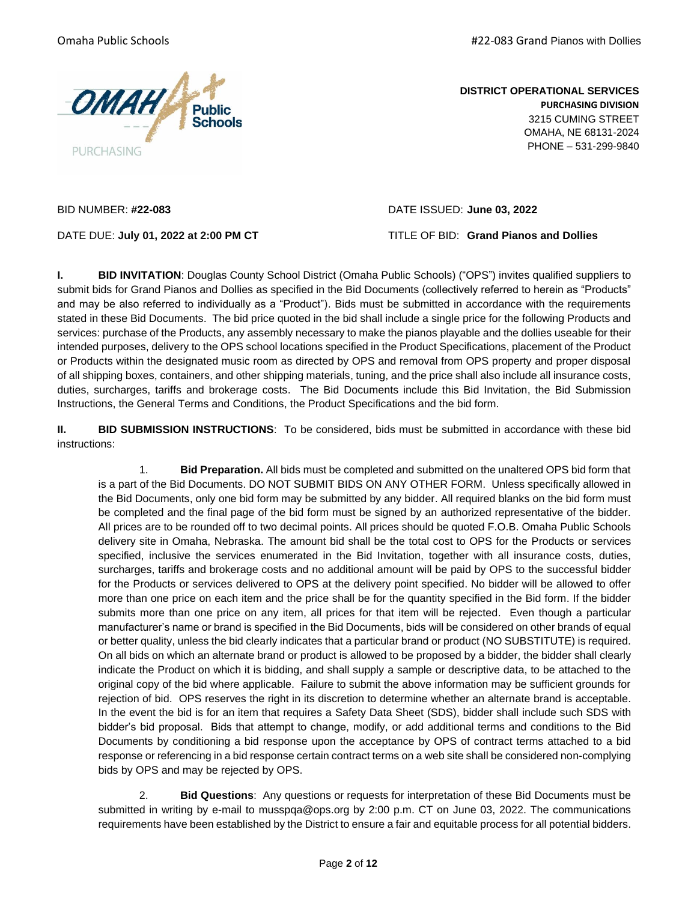**DISTRICT OPERATIONAL SERVICES**
**PURCHASING DIVISION**
3215 CUMING STREET
OMAHA, NE 68131-2024
PHONE – 531-299-9840

BID NUMBER: **#22-083**

DATE ISSUED: **June 03, 2022**

DATE DUE: **July 01, 2022 at 2:00 PM CT**

TITLE OF BID: **Grand Pianos and Dollies**

**I. BID INVITATION**: Douglas County School District (Omaha Public Schools) ("OPS") invites qualified suppliers to submit bids for Grand Pianos and Dollies as specified in the Bid Documents (collectively referred to herein as "Products" and may be also referred to individually as a "Product"). Bids must be submitted in accordance with the requirements stated in these Bid Documents. The bid price quoted in the bid shall include a single price for the following Products and services: purchase of the Products, any assembly necessary to make the pianos playable and the dollies useable for their intended purposes, delivery to the OPS school locations specified in the Product Specifications, placement of the Product or Products within the designated music room as directed by OPS and removal from OPS property and proper disposal of all shipping boxes, containers, and other shipping materials, tuning, and the price shall also include all insurance costs, duties, surcharges, tariffs and brokerage costs. The Bid Documents include this Bid Invitation, the Bid Submission Instructions, the General Terms and Conditions, the Product Specifications and the bid form.

**II. BID SUBMISSION INSTRUCTIONS**: To be considered, bids must be submitted in accordance with these bid instructions:

1. **Bid Preparation.** All bids must be completed and submitted on the unaltered OPS bid form that is a part of the Bid Documents. DO NOT SUBMIT BIDS ON ANY OTHER FORM. Unless specifically allowed in the Bid Documents, only one bid form may be submitted by any bidder. All required blanks on the bid form must be completed and the final page of the bid form must be signed by an authorized representative of the bidder. All prices are to be rounded off to two decimal points. All prices should be quoted F.O.B. Omaha Public Schools delivery site in Omaha, Nebraska. The amount bid shall be the total cost to OPS for the Products or services specified, inclusive the services enumerated in the Bid Invitation, together with all insurance costs, duties, surcharges, tariffs and brokerage costs and no additional amount will be paid by OPS to the successful bidder for the Products or services delivered to OPS at the delivery point specified. No bidder will be allowed to offer more than one price on each item and the price shall be for the quantity specified in the Bid form. If the bidder submits more than one price on any item, all prices for that item will be rejected. Even though a particular manufacturer's name or brand is specified in the Bid Documents, bids will be considered on other brands of equal or better quality, unless the bid clearly indicates that a particular brand or product (NO SUBSTITUTE) is required. On all bids on which an alternate brand or product is allowed to be proposed by a bidder, the bidder shall clearly indicate the Product on which it is bidding, and shall supply a sample or descriptive data, to be attached to the original copy of the bid where applicable. Failure to submit the above information may be sufficient grounds for rejection of bid. OPS reserves the right in its discretion to determine whether an alternate brand is acceptable. In the event the bid is for an item that requires a Safety Data Sheet (SDS), bidder shall include such SDS with bidder's bid proposal. Bids that attempt to change, modify, or add additional terms and conditions to the Bid Documents by conditioning a bid response upon the acceptance by OPS of contract terms attached to a bid response or referencing in a bid response certain contract terms on a web site shall be considered non-complying bids by OPS and may be rejected by OPS.

2. **Bid Questions**: Any questions or requests for interpretation of these Bid Documents must be submitted in writing by e-mail to musspqa@ops.org by 2:00 p.m. CT on June 03, 2022. The communications requirements have been established by the District to ensure a fair and equitable process for all potential bidders.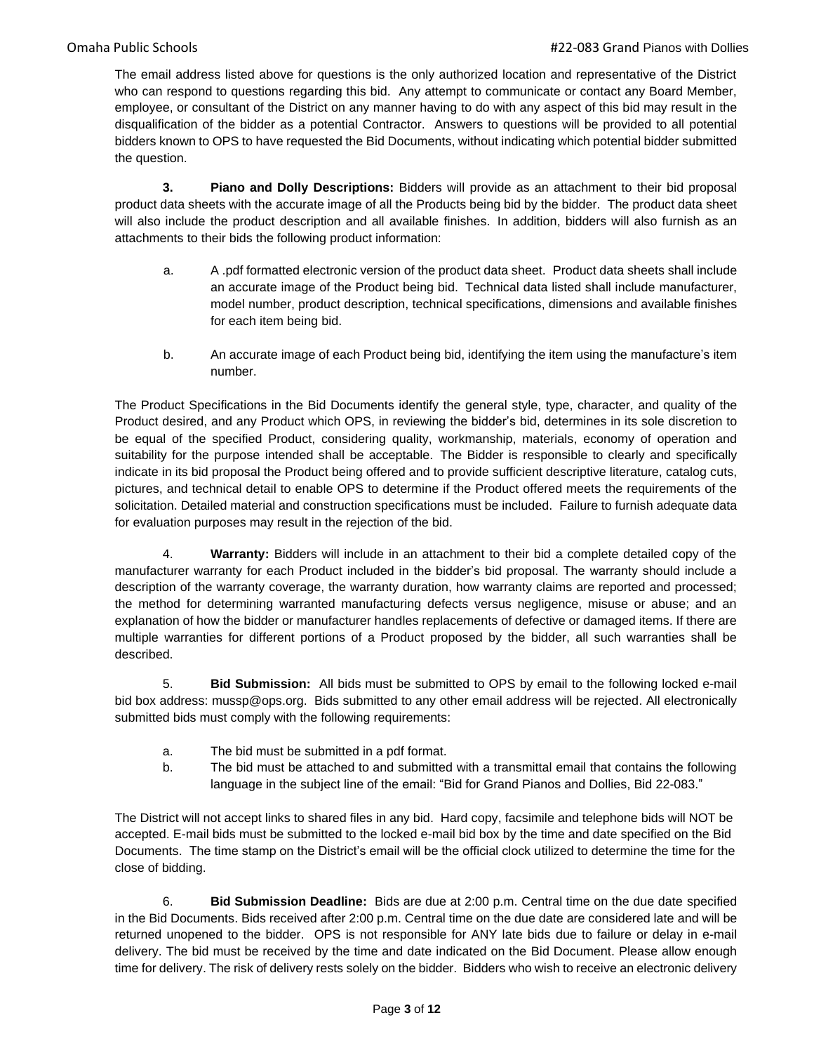The email address listed above for questions is the only authorized location and representative of the District who can respond to questions regarding this bid. Any attempt to communicate or contact any Board Member, employee, or consultant of the District on any manner having to do with any aspect of this bid may result in the disqualification of the bidder as a potential Contractor. Answers to questions will be provided to all potential bidders known to OPS to have requested the Bid Documents, without indicating which potential bidder submitted the question.

**3. Piano and Dolly Descriptions:** Bidders will provide as an attachment to their bid proposal product data sheets with the accurate image of all the Products being bid by the bidder. The product data sheet will also include the product description and all available finishes. In addition, bidders will also furnish as an attachments to their bids the following product information:

a. A .pdf formatted electronic version of the product data sheet. Product data sheets shall include an accurate image of the Product being bid. Technical data listed shall include manufacturer, model number, product description, technical specifications, dimensions and available finishes for each item being bid.

b. An accurate image of each Product being bid, identifying the item using the manufacture's item number.

The Product Specifications in the Bid Documents identify the general style, type, character, and quality of the Product desired, and any Product which OPS, in reviewing the bidder's bid, determines in its sole discretion to be equal of the specified Product, considering quality, workmanship, materials, economy of operation and suitability for the purpose intended shall be acceptable. The Bidder is responsible to clearly and specifically indicate in its bid proposal the Product being offered and to provide sufficient descriptive literature, catalog cuts, pictures, and technical detail to enable OPS to determine if the Product offered meets the requirements of the solicitation. Detailed material and construction specifications must be included. Failure to furnish adequate data for evaluation purposes may result in the rejection of the bid.

4. **Warranty:** Bidders will include in an attachment to their bid a complete detailed copy of the manufacturer warranty for each Product included in the bidder's bid proposal. The warranty should include a description of the warranty coverage, the warranty duration, how warranty claims are reported and processed; the method for determining warranted manufacturing defects versus negligence, misuse or abuse; and an explanation of how the bidder or manufacturer handles replacements of defective or damaged items. If there are multiple warranties for different portions of a Product proposed by the bidder, all such warranties shall be described.

5. **Bid Submission:** All bids must be submitted to OPS by email to the following locked e-mail bid box address: mussp@ops.org. Bids submitted to any other email address will be rejected. All electronically submitted bids must comply with the following requirements:

a. The bid must be submitted in a pdf format.

b. The bid must be attached to and submitted with a transmittal email that contains the following language in the subject line of the email: "Bid for Grand Pianos and Dollies, Bid 22-083."

The District will not accept links to shared files in any bid. Hard copy, facsimile and telephone bids will NOT be accepted. E-mail bids must be submitted to the locked e-mail bid box by the time and date specified on the Bid Documents. The time stamp on the District's email will be the official clock utilized to determine the time for the close of bidding.

6. **Bid Submission Deadline:** Bids are due at 2:00 p.m. Central time on the due date specified in the Bid Documents. Bids received after 2:00 p.m. Central time on the due date are considered late and will be returned unopened to the bidder. OPS is not responsible for ANY late bids due to failure or delay in e-mail delivery. The bid must be received by the time and date indicated on the Bid Document. Please allow enough time for delivery. The risk of delivery rests solely on the bidder. Bidders who wish to receive an electronic delivery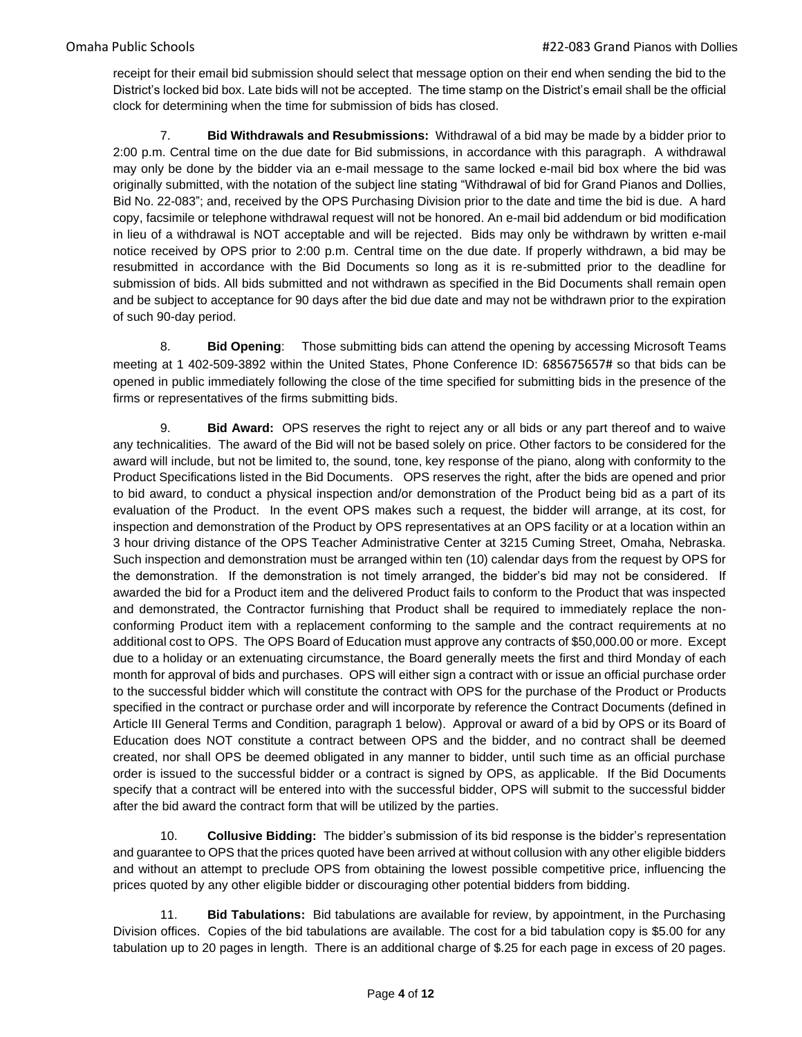receipt for their email bid submission should select that message option on their end when sending the bid to the District's locked bid box. Late bids will not be accepted. The time stamp on the District's email shall be the official clock for determining when the time for submission of bids has closed.

7. **Bid Withdrawals and Resubmissions:** Withdrawal of a bid may be made by a bidder prior to 2:00 p.m. Central time on the due date for Bid submissions, in accordance with this paragraph. A withdrawal may only be done by the bidder via an e-mail message to the same locked e-mail bid box where the bid was originally submitted, with the notation of the subject line stating "Withdrawal of bid for Grand Pianos and Dollies, Bid No. 22-083"; and, received by the OPS Purchasing Division prior to the date and time the bid is due. A hard copy, facsimile or telephone withdrawal request will not be honored. An e-mail bid addendum or bid modification in lieu of a withdrawal is NOT acceptable and will be rejected. Bids may only be withdrawn by written e-mail notice received by OPS prior to 2:00 p.m. Central time on the due date. If properly withdrawn, a bid may be resubmitted in accordance with the Bid Documents so long as it is re-submitted prior to the deadline for submission of bids. All bids submitted and not withdrawn as specified in the Bid Documents shall remain open and be subject to acceptance for 90 days after the bid due date and may not be withdrawn prior to the expiration of such 90-day period.

8. **Bid Opening**: Those submitting bids can attend the opening by accessing Microsoft Teams meeting at 1 402-509-3892 within the United States, Phone Conference ID: 685675657# so that bids can be opened in public immediately following the close of the time specified for submitting bids in the presence of the firms or representatives of the firms submitting bids.

9. **Bid Award:** OPS reserves the right to reject any or all bids or any part thereof and to waive any technicalities. The award of the Bid will not be based solely on price. Other factors to be considered for the award will include, but not be limited to, the sound, tone, key response of the piano, along with conformity to the Product Specifications listed in the Bid Documents. OPS reserves the right, after the bids are opened and prior to bid award, to conduct a physical inspection and/or demonstration of the Product being bid as a part of its evaluation of the Product. In the event OPS makes such a request, the bidder will arrange, at its cost, for inspection and demonstration of the Product by OPS representatives at an OPS facility or at a location within an 3 hour driving distance of the OPS Teacher Administrative Center at 3215 Cuming Street, Omaha, Nebraska. Such inspection and demonstration must be arranged within ten (10) calendar days from the request by OPS for the demonstration. If the demonstration is not timely arranged, the bidder's bid may not be considered. If awarded the bid for a Product item and the delivered Product fails to conform to the Product that was inspected and demonstrated, the Contractor furnishing that Product shall be required to immediately replace the non-conforming Product item with a replacement conforming to the sample and the contract requirements at no additional cost to OPS. The OPS Board of Education must approve any contracts of $50,000.00 or more. Except due to a holiday or an extenuating circumstance, the Board generally meets the first and third Monday of each month for approval of bids and purchases. OPS will either sign a contract with or issue an official purchase order to the successful bidder which will constitute the contract with OPS for the purchase of the Product or Products specified in the contract or purchase order and will incorporate by reference the Contract Documents (defined in Article III General Terms and Condition, paragraph 1 below). Approval or award of a bid by OPS or its Board of Education does NOT constitute a contract between OPS and the bidder, and no contract shall be deemed created, nor shall OPS be deemed obligated in any manner to bidder, until such time as an official purchase order is issued to the successful bidder or a contract is signed by OPS, as applicable. If the Bid Documents specify that a contract will be entered into with the successful bidder, OPS will submit to the successful bidder after the bid award the contract form that will be utilized by the parties.

10. **Collusive Bidding:** The bidder's submission of its bid response is the bidder's representation and guarantee to OPS that the prices quoted have been arrived at without collusion with any other eligible bidders and without an attempt to preclude OPS from obtaining the lowest possible competitive price, influencing the prices quoted by any other eligible bidder or discouraging other potential bidders from bidding.

11. **Bid Tabulations:** Bid tabulations are available for review, by appointment, in the Purchasing Division offices. Copies of the bid tabulations are available. The cost for a bid tabulation copy is $5.00 for any tabulation up to 20 pages in length. There is an additional charge of $.25 for each page in excess of 20 pages.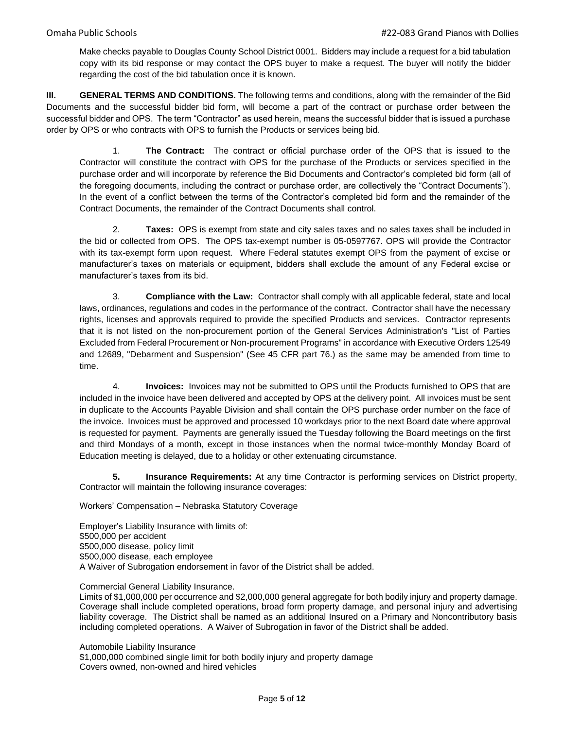Make checks payable to Douglas County School District 0001. Bidders may include a request for a bid tabulation copy with its bid response or may contact the OPS buyer to make a request. The buyer will notify the bidder regarding the cost of the bid tabulation once it is known.

**III. GENERAL TERMS AND CONDITIONS.** The following terms and conditions, along with the remainder of the Bid Documents and the successful bidder bid form, will become a part of the contract or purchase order between the successful bidder and OPS. The term "Contractor" as used herein, means the successful bidder that is issued a purchase order by OPS or who contracts with OPS to furnish the Products or services being bid.

1. **The Contract:** The contract or official purchase order of the OPS that is issued to the Contractor will constitute the contract with OPS for the purchase of the Products or services specified in the purchase order and will incorporate by reference the Bid Documents and Contractor's completed bid form (all of the foregoing documents, including the contract or purchase order, are collectively the "Contract Documents"). In the event of a conflict between the terms of the Contractor's completed bid form and the remainder of the Contract Documents, the remainder of the Contract Documents shall control.

2. **Taxes:** OPS is exempt from state and city sales taxes and no sales taxes shall be included in the bid or collected from OPS. The OPS tax-exempt number is 05-0597767. OPS will provide the Contractor with its tax-exempt form upon request. Where Federal statutes exempt OPS from the payment of excise or manufacturer's taxes on materials or equipment, bidders shall exclude the amount of any Federal excise or manufacturer's taxes from its bid.

3. **Compliance with the Law:** Contractor shall comply with all applicable federal, state and local laws, ordinances, regulations and codes in the performance of the contract. Contractor shall have the necessary rights, licenses and approvals required to provide the specified Products and services. Contractor represents that it is not listed on the non-procurement portion of the General Services Administration's "List of Parties Excluded from Federal Procurement or Non-procurement Programs" in accordance with Executive Orders 12549 and 12689, "Debarment and Suspension" (See 45 CFR part 76.) as the same may be amended from time to time.

4. **Invoices:** Invoices may not be submitted to OPS until the Products furnished to OPS that are included in the invoice have been delivered and accepted by OPS at the delivery point. All invoices must be sent in duplicate to the Accounts Payable Division and shall contain the OPS purchase order number on the face of the invoice. Invoices must be approved and processed 10 workdays prior to the next Board date where approval is requested for payment. Payments are generally issued the Tuesday following the Board meetings on the first and third Mondays of a month, except in those instances when the normal twice-monthly Monday Board of Education meeting is delayed, due to a holiday or other extenuating circumstance.

**5. Insurance Requirements:** At any time Contractor is performing services on District property, Contractor will maintain the following insurance coverages:

Workers' Compensation – Nebraska Statutory Coverage

Employer's Liability Insurance with limits of:
$500,000 per accident
$500,000 disease, policy limit
$500,000 disease, each employee
A Waiver of Subrogation endorsement in favor of the District shall be added.

Commercial General Liability Insurance.
Limits of $1,000,000 per occurrence and $2,000,000 general aggregate for both bodily injury and property damage. Coverage shall include completed operations, broad form property damage, and personal injury and advertising liability coverage. The District shall be named as an additional Insured on a Primary and Noncontributory basis including completed operations. A Waiver of Subrogation in favor of the District shall be added.

Automobile Liability Insurance
$1,000,000 combined single limit for both bodily injury and property damage
Covers owned, non-owned and hired vehicles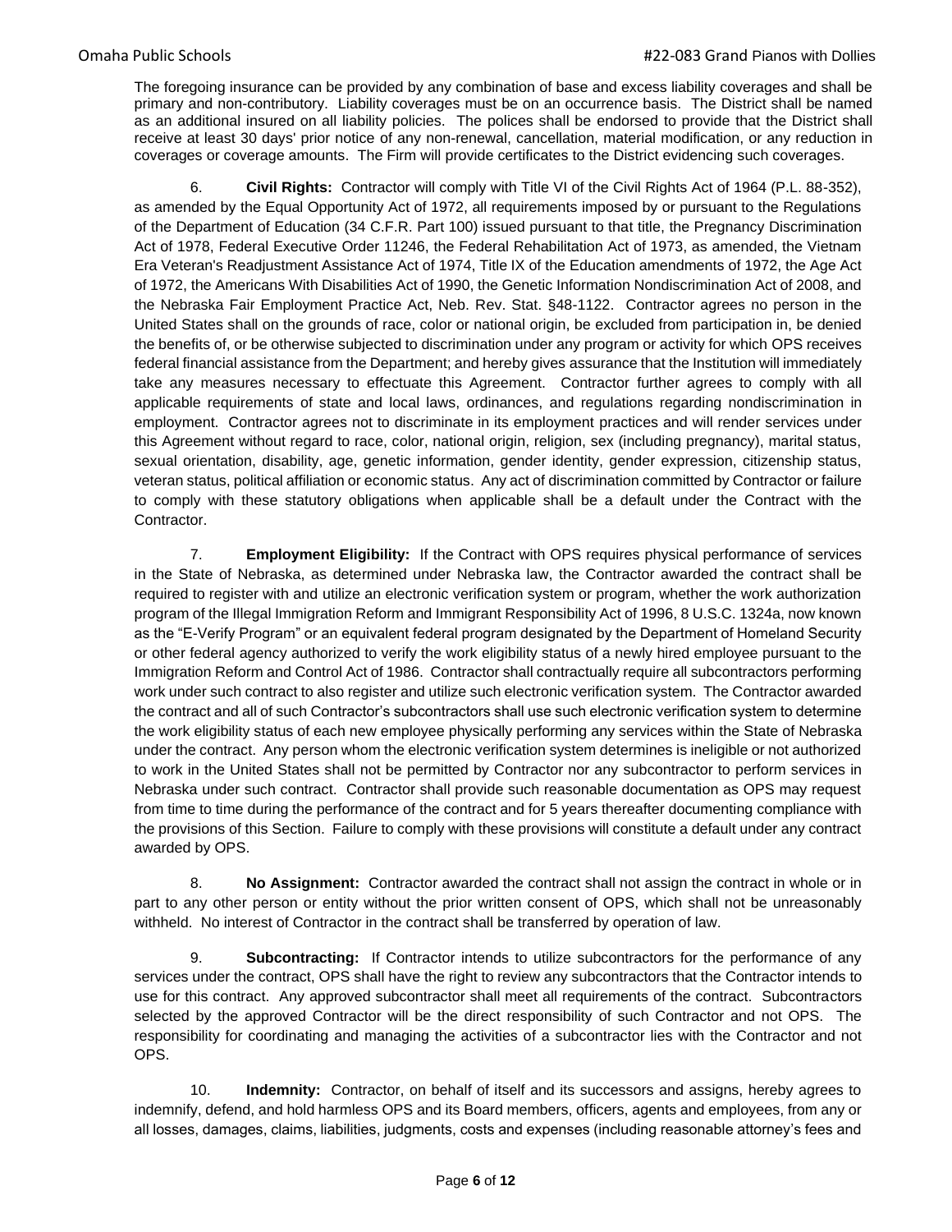The foregoing insurance can be provided by any combination of base and excess liability coverages and shall be primary and non-contributory. Liability coverages must be on an occurrence basis. The District shall be named as an additional insured on all liability policies. The polices shall be endorsed to provide that the District shall receive at least 30 days' prior notice of any non-renewal, cancellation, material modification, or any reduction in coverages or coverage amounts. The Firm will provide certificates to the District evidencing such coverages.

6. **Civil Rights:** Contractor will comply with Title VI of the Civil Rights Act of 1964 (P.L. 88-352), as amended by the Equal Opportunity Act of 1972, all requirements imposed by or pursuant to the Regulations of the Department of Education (34 C.F.R. Part 100) issued pursuant to that title, the Pregnancy Discrimination Act of 1978, Federal Executive Order 11246, the Federal Rehabilitation Act of 1973, as amended, the Vietnam Era Veteran's Readjustment Assistance Act of 1974, Title IX of the Education amendments of 1972, the Age Act of 1972, the Americans With Disabilities Act of 1990, the Genetic Information Nondiscrimination Act of 2008, and the Nebraska Fair Employment Practice Act, Neb. Rev. Stat. §48-1122. Contractor agrees no person in the United States shall on the grounds of race, color or national origin, be excluded from participation in, be denied the benefits of, or be otherwise subjected to discrimination under any program or activity for which OPS receives federal financial assistance from the Department; and hereby gives assurance that the Institution will immediately take any measures necessary to effectuate this Agreement. Contractor further agrees to comply with all applicable requirements of state and local laws, ordinances, and regulations regarding nondiscrimination in employment. Contractor agrees not to discriminate in its employment practices and will render services under this Agreement without regard to race, color, national origin, religion, sex (including pregnancy), marital status, sexual orientation, disability, age, genetic information, gender identity, gender expression, citizenship status, veteran status, political affiliation or economic status. Any act of discrimination committed by Contractor or failure to comply with these statutory obligations when applicable shall be a default under the Contract with the Contractor.

7. **Employment Eligibility:** If the Contract with OPS requires physical performance of services in the State of Nebraska, as determined under Nebraska law, the Contractor awarded the contract shall be required to register with and utilize an electronic verification system or program, whether the work authorization program of the Illegal Immigration Reform and Immigrant Responsibility Act of 1996, 8 U.S.C. 1324a, now known as the "E-Verify Program" or an equivalent federal program designated by the Department of Homeland Security or other federal agency authorized to verify the work eligibility status of a newly hired employee pursuant to the Immigration Reform and Control Act of 1986. Contractor shall contractually require all subcontractors performing work under such contract to also register and utilize such electronic verification system. The Contractor awarded the contract and all of such Contractor's subcontractors shall use such electronic verification system to determine the work eligibility status of each new employee physically performing any services within the State of Nebraska under the contract. Any person whom the electronic verification system determines is ineligible or not authorized to work in the United States shall not be permitted by Contractor nor any subcontractor to perform services in Nebraska under such contract. Contractor shall provide such reasonable documentation as OPS may request from time to time during the performance of the contract and for 5 years thereafter documenting compliance with the provisions of this Section. Failure to comply with these provisions will constitute a default under any contract awarded by OPS.

8. **No Assignment:** Contractor awarded the contract shall not assign the contract in whole or in part to any other person or entity without the prior written consent of OPS, which shall not be unreasonably withheld. No interest of Contractor in the contract shall be transferred by operation of law.

9. **Subcontracting:** If Contractor intends to utilize subcontractors for the performance of any services under the contract, OPS shall have the right to review any subcontractors that the Contractor intends to use for this contract. Any approved subcontractor shall meet all requirements of the contract. Subcontractors selected by the approved Contractor will be the direct responsibility of such Contractor and not OPS. The responsibility for coordinating and managing the activities of a subcontractor lies with the Contractor and not OPS.

10. **Indemnity:** Contractor, on behalf of itself and its successors and assigns, hereby agrees to indemnify, defend, and hold harmless OPS and its Board members, officers, agents and employees, from any or all losses, damages, claims, liabilities, judgments, costs and expenses (including reasonable attorney's fees and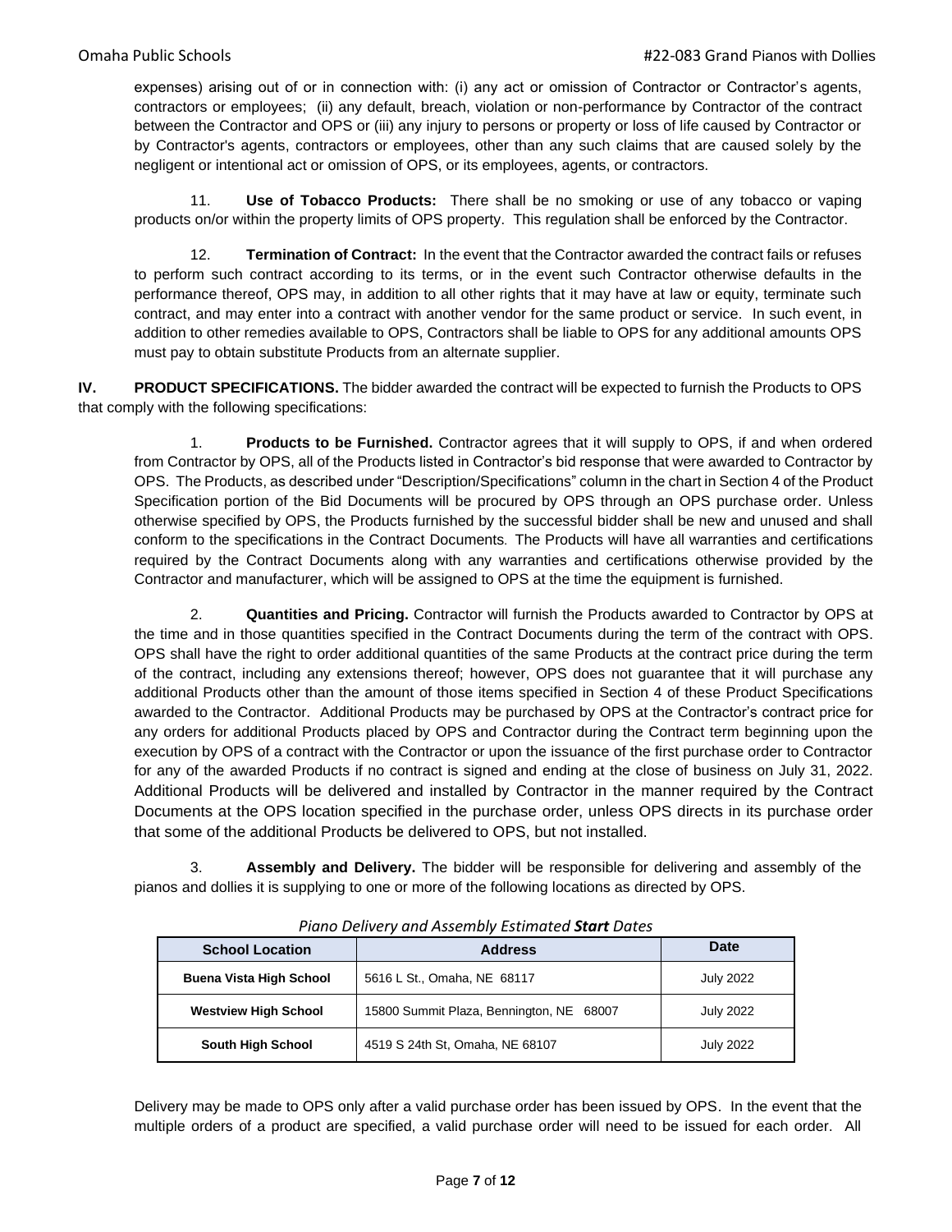expenses) arising out of or in connection with: (i) any act or omission of Contractor or Contractor's agents, contractors or employees; (ii) any default, breach, violation or non-performance by Contractor of the contract between the Contractor and OPS or (iii) any injury to persons or property or loss of life caused by Contractor or by Contractor's agents, contractors or employees, other than any such claims that are caused solely by the negligent or intentional act or omission of OPS, or its employees, agents, or contractors.

11. **Use of Tobacco Products:** There shall be no smoking or use of any tobacco or vaping products on/or within the property limits of OPS property. This regulation shall be enforced by the Contractor.

12. **Termination of Contract:** In the event that the Contractor awarded the contract fails or refuses to perform such contract according to its terms, or in the event such Contractor otherwise defaults in the performance thereof, OPS may, in addition to all other rights that it may have at law or equity, terminate such contract, and may enter into a contract with another vendor for the same product or service. In such event, in addition to other remedies available to OPS, Contractors shall be liable to OPS for any additional amounts OPS must pay to obtain substitute Products from an alternate supplier.

**IV. PRODUCT SPECIFICATIONS.** The bidder awarded the contract will be expected to furnish the Products to OPS that comply with the following specifications:

1. **Products to be Furnished.** Contractor agrees that it will supply to OPS, if and when ordered from Contractor by OPS, all of the Products listed in Contractor's bid response that were awarded to Contractor by OPS. The Products, as described under "Description/Specifications" column in the chart in Section 4 of the Product Specification portion of the Bid Documents will be procured by OPS through an OPS purchase order. Unless otherwise specified by OPS, the Products furnished by the successful bidder shall be new and unused and shall conform to the specifications in the Contract Documents. The Products will have all warranties and certifications required by the Contract Documents along with any warranties and certifications otherwise provided by the Contractor and manufacturer, which will be assigned to OPS at the time the equipment is furnished.

2. **Quantities and Pricing.** Contractor will furnish the Products awarded to Contractor by OPS at the time and in those quantities specified in the Contract Documents during the term of the contract with OPS. OPS shall have the right to order additional quantities of the same Products at the contract price during the term of the contract, including any extensions thereof; however, OPS does not guarantee that it will purchase any additional Products other than the amount of those items specified in Section 4 of these Product Specifications awarded to the Contractor. Additional Products may be purchased by OPS at the Contractor's contract price for any orders for additional Products placed by OPS and Contractor during the Contract term beginning upon the execution by OPS of a contract with the Contractor or upon the issuance of the first purchase order to Contractor for any of the awarded Products if no contract is signed and ending at the close of business on July 31, 2022. Additional Products will be delivered and installed by Contractor in the manner required by the Contract Documents at the OPS location specified in the purchase order, unless OPS directs in its purchase order that some of the additional Products be delivered to OPS, but not installed.

3. **Assembly and Delivery.** The bidder will be responsible for delivering and assembly of the pianos and dollies it is supplying to one or more of the following locations as directed by OPS.

*Piano Delivery and Assembly Estimated **Start** Dates*

| School Location | Address | Date |
| --- | --- | --- |
| Buena Vista High School | 5616 L St., Omaha, NE 68117 | July 2022 |
| Westview High School | 15800 Summit Plaza, Bennington, NE 68007 | July 2022 |
| South High School | 4519 S 24th St, Omaha, NE 68107 | July 2022 |

Delivery may be made to OPS only after a valid purchase order has been issued by OPS. In the event that the multiple orders of a product are specified, a valid purchase order will need to be issued for each order. All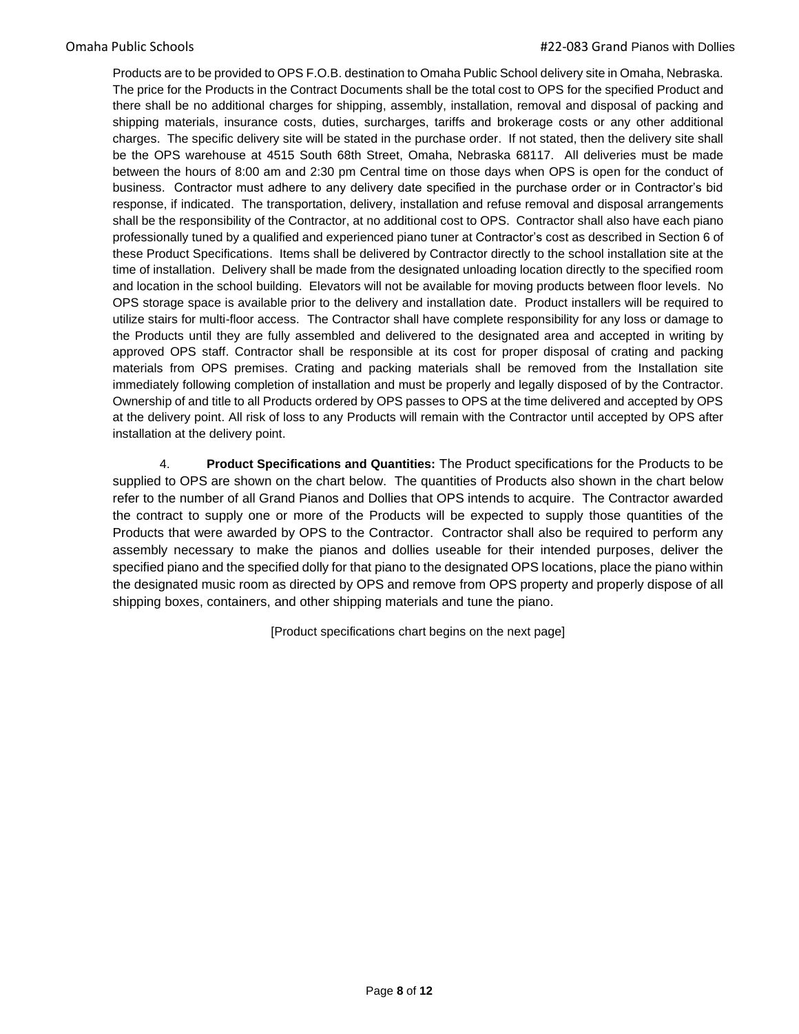Products are to be provided to OPS F.O.B. destination to Omaha Public School delivery site in Omaha, Nebraska. The price for the Products in the Contract Documents shall be the total cost to OPS for the specified Product and there shall be no additional charges for shipping, assembly, installation, removal and disposal of packing and shipping materials, insurance costs, duties, surcharges, tariffs and brokerage costs or any other additional charges. The specific delivery site will be stated in the purchase order. If not stated, then the delivery site shall be the OPS warehouse at 4515 South 68th Street, Omaha, Nebraska 68117. All deliveries must be made between the hours of 8:00 am and 2:30 pm Central time on those days when OPS is open for the conduct of business. Contractor must adhere to any delivery date specified in the purchase order or in Contractor's bid response, if indicated. The transportation, delivery, installation and refuse removal and disposal arrangements shall be the responsibility of the Contractor, at no additional cost to OPS. Contractor shall also have each piano professionally tuned by a qualified and experienced piano tuner at Contractor's cost as described in Section 6 of these Product Specifications. Items shall be delivered by Contractor directly to the school installation site at the time of installation. Delivery shall be made from the designated unloading location directly to the specified room and location in the school building. Elevators will not be available for moving products between floor levels. No OPS storage space is available prior to the delivery and installation date. Product installers will be required to utilize stairs for multi-floor access. The Contractor shall have complete responsibility for any loss or damage to the Products until they are fully assembled and delivered to the designated area and accepted in writing by approved OPS staff. Contractor shall be responsible at its cost for proper disposal of crating and packing materials from OPS premises. Crating and packing materials shall be removed from the Installation site immediately following completion of installation and must be properly and legally disposed of by the Contractor. Ownership of and title to all Products ordered by OPS passes to OPS at the time delivered and accepted by OPS at the delivery point. All risk of loss to any Products will remain with the Contractor until accepted by OPS after installation at the delivery point.

4. **Product Specifications and Quantities:** The Product specifications for the Products to be supplied to OPS are shown on the chart below. The quantities of Products also shown in the chart below refer to the number of all Grand Pianos and Dollies that OPS intends to acquire. The Contractor awarded the contract to supply one or more of the Products will be expected to supply those quantities of the Products that were awarded by OPS to the Contractor. Contractor shall also be required to perform any assembly necessary to make the pianos and dollies useable for their intended purposes, deliver the specified piano and the specified dolly for that piano to the designated OPS locations, place the piano within the designated music room as directed by OPS and remove from OPS property and properly dispose of all shipping boxes, containers, and other shipping materials and tune the piano.

[Product specifications chart begins on the next page]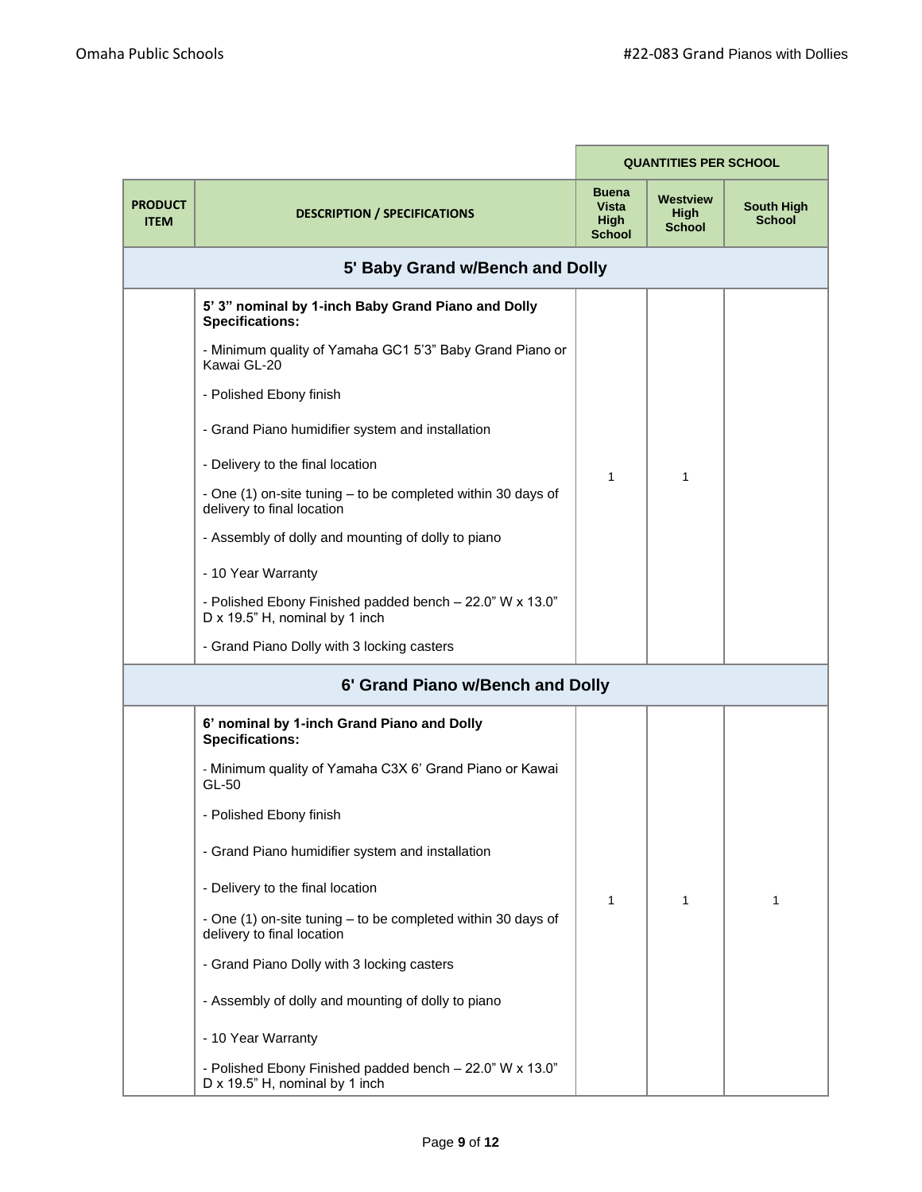| | | QUANTITIES PER SCHOOL | | |
|---|---|---|---|---|
| **PRODUCT ITEM** | **DESCRIPTION / SPECIFICATIONS** | **Buena Vista High School** | **Westview High School** | **South High School** |
| | **5' Baby Grand w/Bench and Dolly** | | | |
| | **5' 3" nominal by 1-inch Baby Grand Piano and Dolly Specifications:**<br><br>- Minimum quality of Yamaha GC1 5'3" Baby Grand Piano or Kawai GL-20<br><br>- Polished Ebony finish<br><br>- Grand Piano humidifier system and installation<br><br>- Delivery to the final location<br><br>- One (1) on-site tuning – to be completed within 30 days of delivery to final location<br><br>- Assembly of dolly and mounting of dolly to piano<br><br>- 10 Year Warranty<br><br>- Polished Ebony Finished padded bench – 22.0" W x 13.0" D x 19.5" H, nominal by 1 inch<br><br>- Grand Piano Dolly with 3 locking casters | 1 | 1 | |
| | **6' Grand Piano w/Bench and Dolly** | | | |
| | **6' nominal by 1-inch Grand Piano and Dolly Specifications:**<br><br>- Minimum quality of Yamaha C3X 6' Grand Piano or Kawai GL-50<br><br>- Polished Ebony finish<br><br>- Grand Piano humidifier system and installation<br><br>- Delivery to the final location<br><br>- One (1) on-site tuning – to be completed within 30 days of delivery to final location<br><br>- Grand Piano Dolly with 3 locking casters<br><br>- Assembly of dolly and mounting of dolly to piano<br><br>- 10 Year Warranty<br><br>- Polished Ebony Finished padded bench – 22.0" W x 13.0" D x 19.5" H, nominal by 1 inch | 1 | 1 | 1 |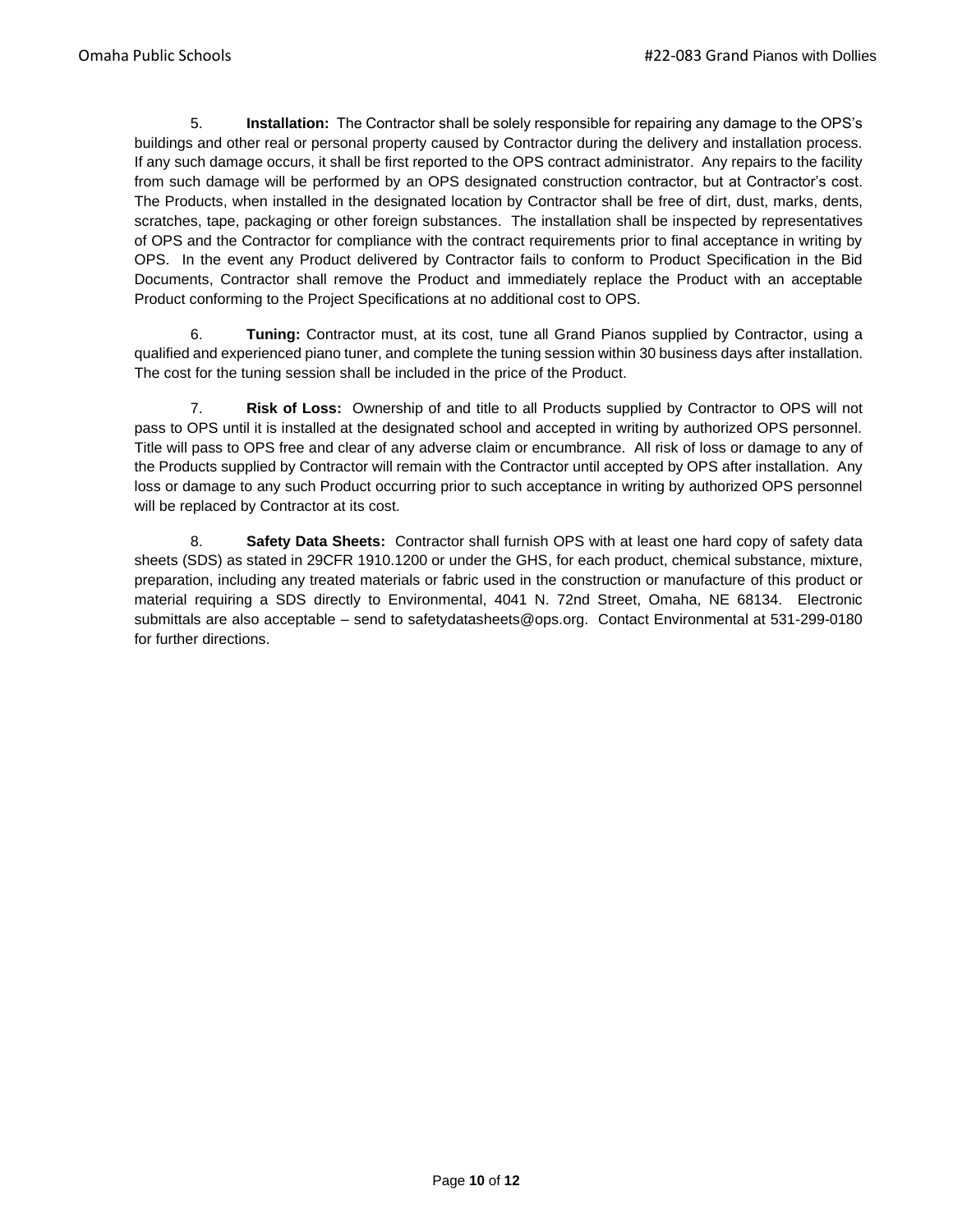5. **Installation:** The Contractor shall be solely responsible for repairing any damage to the OPS's buildings and other real or personal property caused by Contractor during the delivery and installation process. If any such damage occurs, it shall be first reported to the OPS contract administrator. Any repairs to the facility from such damage will be performed by an OPS designated construction contractor, but at Contractor's cost. The Products, when installed in the designated location by Contractor shall be free of dirt, dust, marks, dents, scratches, tape, packaging or other foreign substances. The installation shall be inspected by representatives of OPS and the Contractor for compliance with the contract requirements prior to final acceptance in writing by OPS. In the event any Product delivered by Contractor fails to conform to Product Specification in the Bid Documents, Contractor shall remove the Product and immediately replace the Product with an acceptable Product conforming to the Project Specifications at no additional cost to OPS.

6. **Tuning:** Contractor must, at its cost, tune all Grand Pianos supplied by Contractor, using a qualified and experienced piano tuner, and complete the tuning session within 30 business days after installation. The cost for the tuning session shall be included in the price of the Product.

7. **Risk of Loss:** Ownership of and title to all Products supplied by Contractor to OPS will not pass to OPS until it is installed at the designated school and accepted in writing by authorized OPS personnel. Title will pass to OPS free and clear of any adverse claim or encumbrance. All risk of loss or damage to any of the Products supplied by Contractor will remain with the Contractor until accepted by OPS after installation. Any loss or damage to any such Product occurring prior to such acceptance in writing by authorized OPS personnel will be replaced by Contractor at its cost.

8. **Safety Data Sheets:** Contractor shall furnish OPS with at least one hard copy of safety data sheets (SDS) as stated in 29CFR 1910.1200 or under the GHS, for each product, chemical substance, mixture, preparation, including any treated materials or fabric used in the construction or manufacture of this product or material requiring a SDS directly to Environmental, 4041 N. 72nd Street, Omaha, NE 68134. Electronic submittals are also acceptable – send to safetydatasheets@ops.org. Contact Environmental at 531-299-0180 for further directions.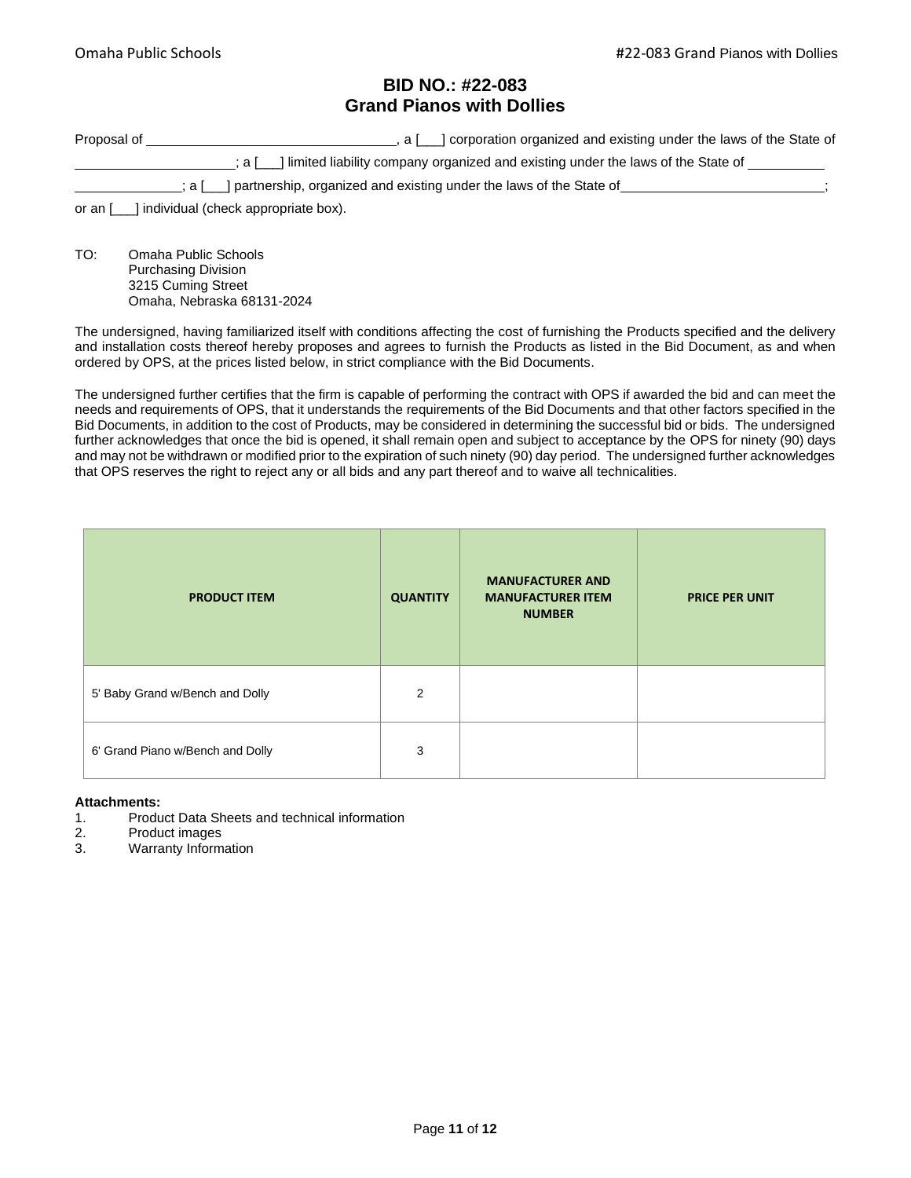# BID NO.: #22-083
## Grand Pianos with Dollies

Proposal of ______________________________, a [___] corporation organized and existing under the laws of the State of ____________________; a [___] limited liability company organized and existing under the laws of the State of __________ ______________; a [___] partnership, organized and existing under the laws of the State of __________________________; or an [___] individual (check appropriate box).

TO: Omaha Public Schools
Purchasing Division
3215 Cuming Street
Omaha, Nebraska 68131-2024

The undersigned, having familiarized itself with conditions affecting the cost of furnishing the Products specified and the delivery and installation costs thereof hereby proposes and agrees to furnish the Products as listed in the Bid Document, as and when ordered by OPS, at the prices listed below, in strict compliance with the Bid Documents.

The undersigned further certifies that the firm is capable of performing the contract with OPS if awarded the bid and can meet the needs and requirements of OPS, that it understands the requirements of the Bid Documents and that other factors specified in the Bid Documents, in addition to the cost of Products, may be considered in determining the successful bid or bids. The undersigned further acknowledges that once the bid is opened, it shall remain open and subject to acceptance by the OPS for ninety (90) days and may not be withdrawn or modified prior to the expiration of such ninety (90) day period. The undersigned further acknowledges that OPS reserves the right to reject any or all bids and any part thereof and to waive all technicalities.

| PRODUCT ITEM | QUANTITY | MANUFACTURER AND MANUFACTURER ITEM NUMBER | PRICE PER UNIT |
|---|---|---|---|
| 5' Baby Grand w/Bench and Dolly | 2 | | |
| 6' Grand Piano w/Bench and Dolly | 3 | | |

**Attachments:**

1. Product Data Sheets and technical information
2. Product images
3. Warranty Information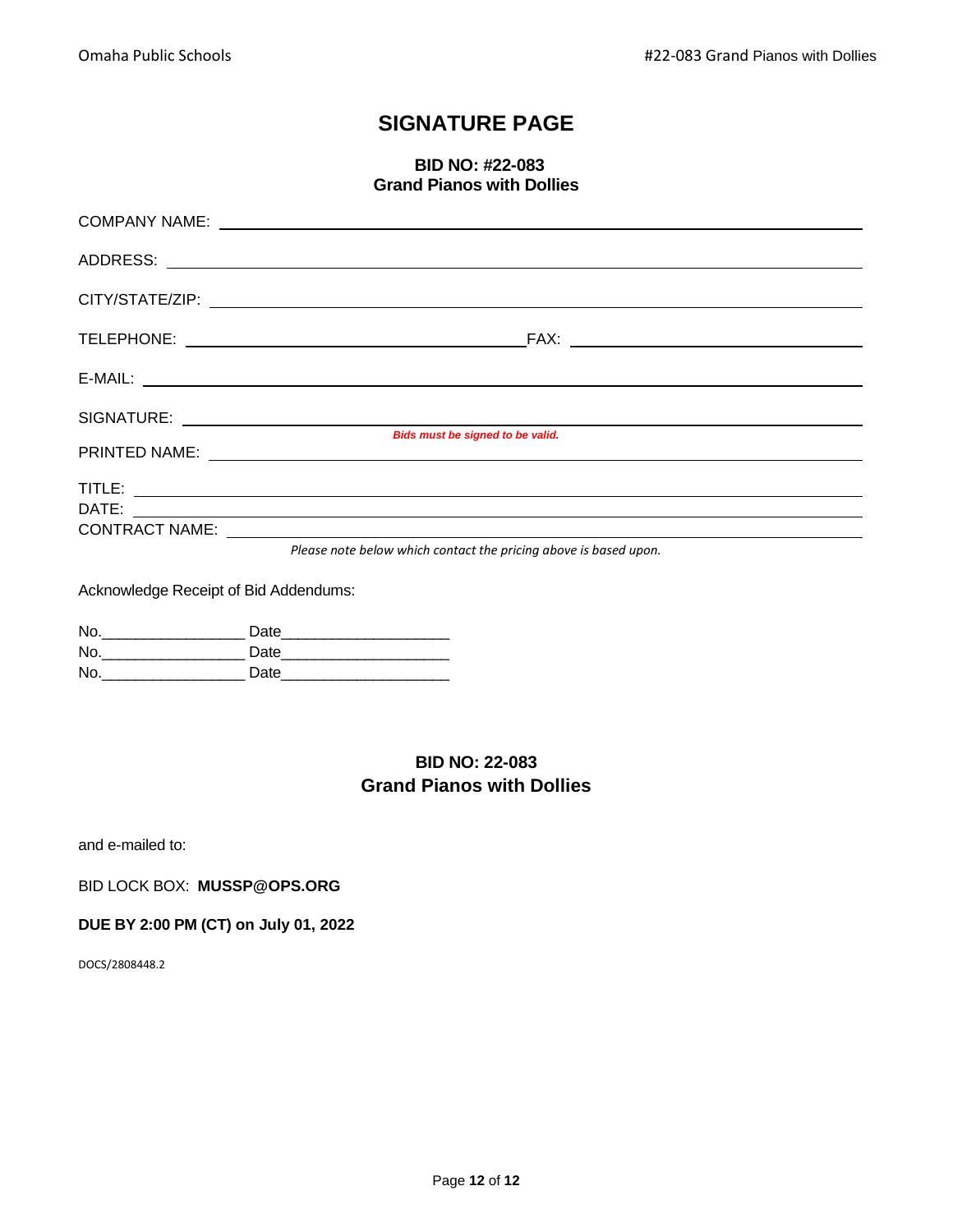# SIGNATURE PAGE

**BID NO: #22-083**
**Grand Pianos with Dollies**

COMPANY NAME: ______________________________________________

ADDRESS: ______________________________________________

CITY/STATE/ZIP: ______________________________________________

TELEPHONE: ______________________ FAX: ______________________

E-MAIL: ______________________________________________

SIGNATURE: ______________________________________________

***Bids must be signed to be valid.***

PRINTED NAME: ______________________________________________

TITLE: ______________________________________________

DATE: ______________________________________________

CONTRACT NAME: ______________________________________________

*Please note below which contact the pricing above is based upon.*

Acknowledge Receipt of Bid Addendums:

No.________________ Date__________________

No.________________ Date__________________

No.________________ Date__________________

**BID NO: 22-083**
**Grand Pianos with Dollies**

and e-mailed to:

BID LOCK BOX: **MUSSP@OPS.ORG**

**DUE BY 2:00 PM (CT) on July 01, 2022**

DOCS/2808448.2